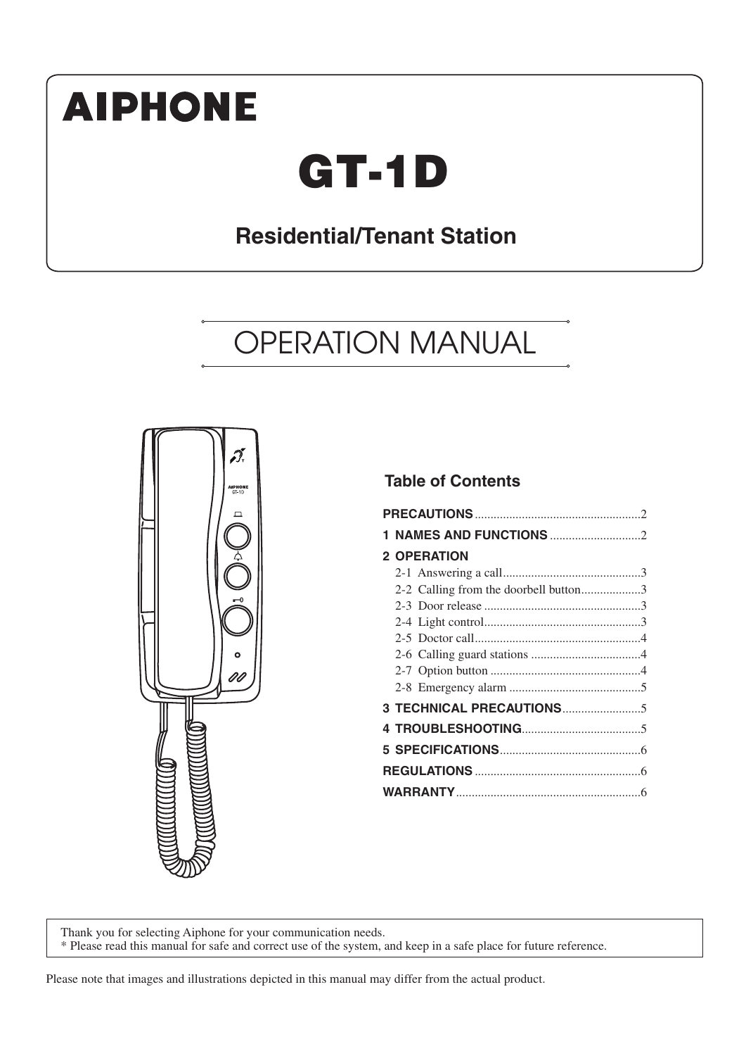# AIPHONE

# GT-1D

## Residential/Tenant Station

# OPERATION MANUAL

## Table of Contents

**PRECAUTIONS** ....................................................2
**1 NAMES AND FUNCTIONS** ............................2
**2 OPERATION**
- 2-1 Answering a call...........................................3
- 2-2 Calling from the doorbell button...................3
- 2-3 Door release .................................................3
- 2-4 Light control.................................................3
- 2-5 Doctor call....................................................4
- 2-6 Calling guard stations ..................................4
- 2-7 Option button ...............................................4
- 2-8 Emergency alarm .........................................5

**3 TECHNICAL PRECAUTIONS**.........................5
**4 TROUBLESHOOTING**.....................................5
**5 SPECIFICATIONS**............................................6
**REGULATIONS** ....................................................6
**WARRANTY**..........................................................6

Thank you for selecting Aiphone for your communication needs.
* Please read this manual for safe and correct use of the system, and keep in a safe place for future reference.

Please note that images and illustrations depicted in this manual may differ from the actual product.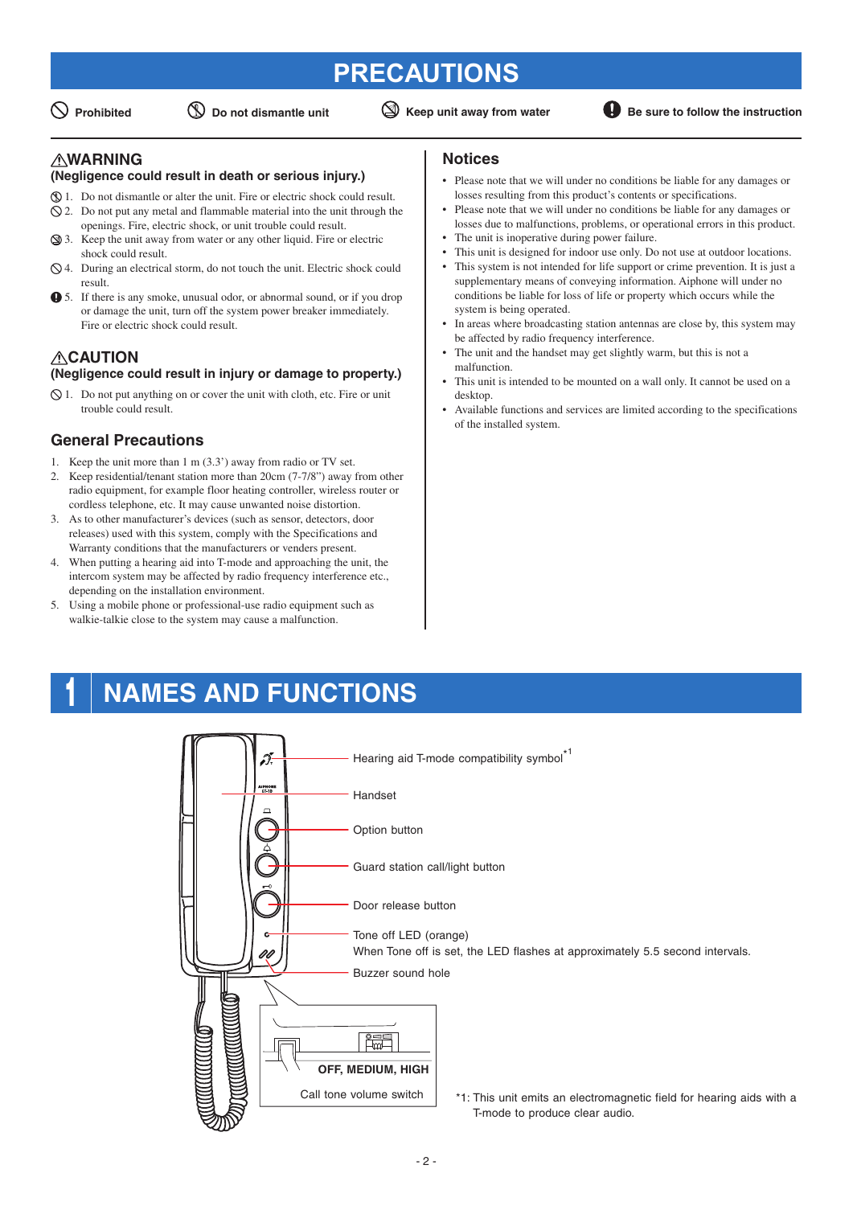# PRECAUTIONS

Prohibited | Do not dismantle unit | Keep unit away from water | Be sure to follow the instruction

## ⚠WARNING

**(Negligence could result in death or serious injury.)**

1. Do not dismantle or alter the unit. Fire or electric shock could result.
2. Do not put any metal and flammable material into the unit through the openings. Fire, electric shock, or unit trouble could result.
3. Keep the unit away from water or any other liquid. Fire or electric shock could result.
4. During an electrical storm, do not touch the unit. Electric shock could result.
5. If there is any smoke, unusual odor, or abnormal sound, or if you drop or damage the unit, turn off the system power breaker immediately. Fire or electric shock could result.

## ⚠CAUTION

**(Negligence could result in injury or damage to property.)**

1. Do not put anything on or cover the unit with cloth, etc. Fire or unit trouble could result.

## General Precautions

1. Keep the unit more than 1 m (3.3') away from radio or TV set.
2. Keep residential/tenant station more than 20cm (7-7/8") away from other radio equipment, for example floor heating controller, wireless router or cordless telephone, etc. It may cause unwanted noise distortion.
3. As to other manufacturer's devices (such as sensor, detectors, door releases) used with this system, comply with the Specifications and Warranty conditions that the manufacturers or venders present.
4. When putting a hearing aid into T-mode and approaching the unit, the intercom system may be affected by radio frequency interference etc., depending on the installation environment.
5. Using a mobile phone or professional-use radio equipment such as walkie-talkie close to the system may cause a malfunction.

## Notices

- Please note that we will under no conditions be liable for any damages or losses resulting from this product's contents or specifications.
- Please note that we will under no conditions be liable for any damages or losses due to malfunctions, problems, or operational errors in this product.
- The unit is inoperative during power failure.
- This unit is designed for indoor use only. Do not use at outdoor locations.
- This system is not intended for life support or crime prevention. It is just a supplementary means of conveying information. Aiphone will under no conditions be liable for loss of life or property which occurs while the system is being operated.
- In areas where broadcasting station antennas are close by, this system may be affected by radio frequency interference.
- The unit and the handset may get slightly warm, but this is not a malfunction.
- This unit is intended to be mounted on a wall only. It cannot be used on a desktop.
- Available functions and services are limited according to the specifications of the installed system.

# 1 NAMES AND FUNCTIONS

- Hearing aid T-mode compatibility symbol*1
- Handset
- Option button
- Guard station call/light button
- Door release button
- Tone off LED (orange)
  When Tone off is set, the LED flashes at approximately 5.5 second intervals.
- Buzzer sound hole
- Call tone volume switch: **OFF, MEDIUM, HIGH**

*1: This unit emits an electromagnetic field for hearing aids with a T-mode to produce clear audio.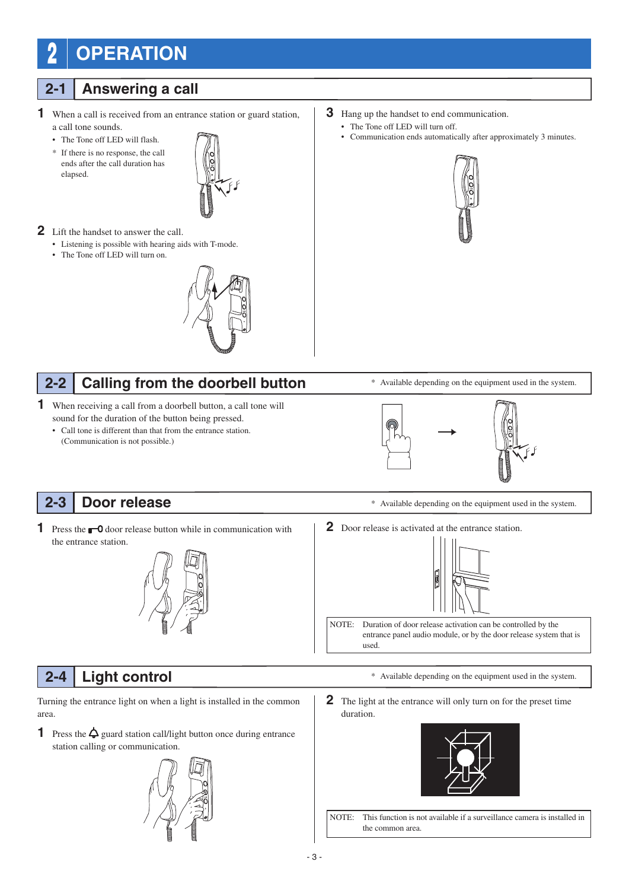# 2 OPERATION

## 2-1 Answering a call

**1** When a call is received from an entrance station or guard station, a call tone sounds.

- The Tone off LED will flash.

* If there is no response, the call ends after the call duration has elapsed.

**2** Lift the handset to answer the call.

- Listening is possible with hearing aids with T-mode.
- The Tone off LED will turn on.

**3** Hang up the handset to end communication.

- The Tone off LED will turn off.
- Communication ends automatically after approximately 3 minutes.

## 2-2 Calling from the doorbell button

* Available depending on the equipment used in the system.

**1** When receiving a call from a doorbell button, a call tone will sound for the duration of the button being pressed.

- Call tone is different than that from the entrance station. (Communication is not possible.)

## 2-3 Door release

* Available depending on the equipment used in the system.

**1** Press the door release button while in communication with the entrance station.

**2** Door release is activated at the entrance station.

NOTE: Duration of door release activation can be controlled by the entrance panel audio module, or by the door release system that is used.

## 2-4 Light control

* Available depending on the equipment used in the system.

Turning the entrance light on when a light is installed in the common area.

**1** Press the guard station call/light button once during entrance station calling or communication.

**2** The light at the entrance will only turn on for the preset time duration.

NOTE: This function is not available if a surveillance camera is installed in the common area.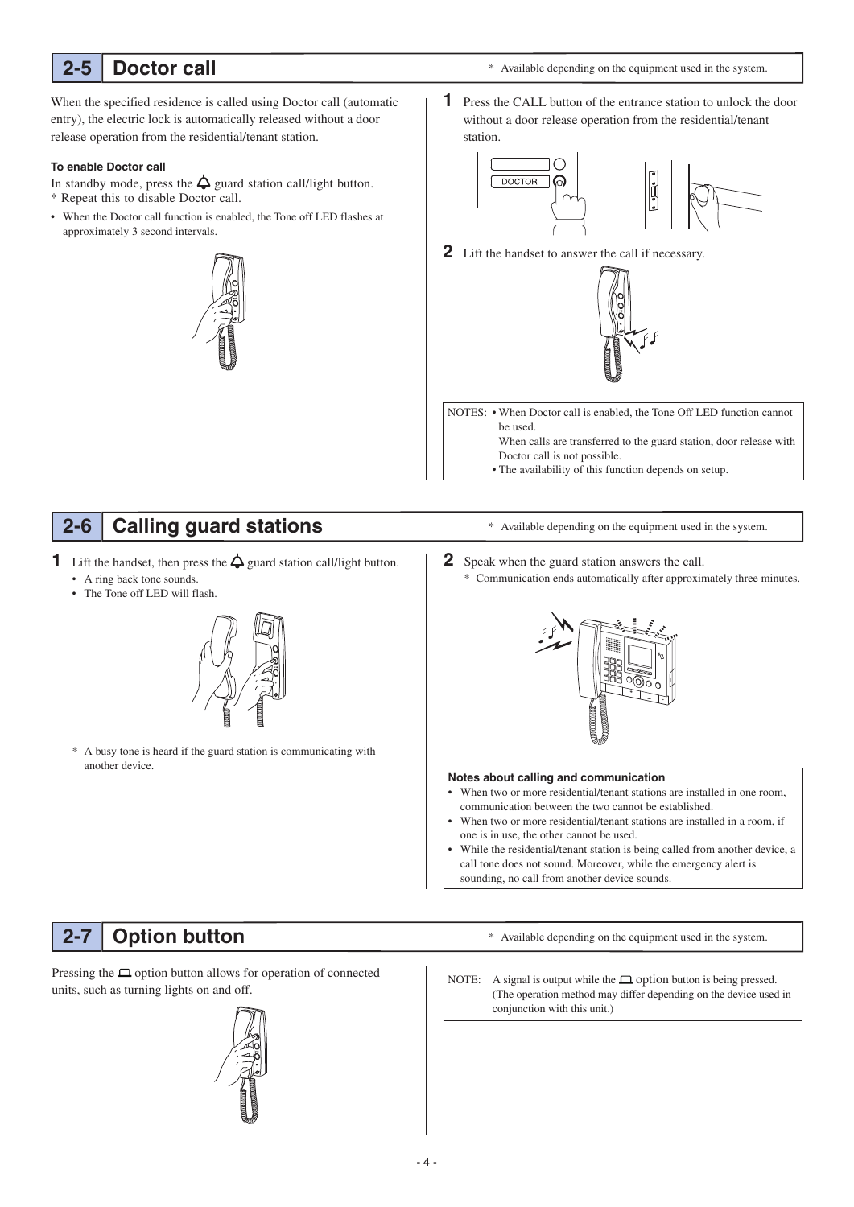## 2-5 Doctor call

\* Available depending on the equipment used in the system.

When the specified residence is called using Doctor call (automatic entry), the electric lock is automatically released without a door release operation from the residential/tenant station.

**To enable Doctor call**

In standby mode, press the guard station call/light button.

\* Repeat this to disable Doctor call.

- When the Doctor call function is enabled, the Tone off LED flashes at approximately 3 second intervals.

**1** Press the CALL button of the entrance station to unlock the door without a door release operation from the residential/tenant station.

DOCTOR

**2** Lift the handset to answer the call if necessary.

NOTES:
- When Doctor call is enabled, the Tone Off LED function cannot be used.
  When calls are transferred to the guard station, door release with Doctor call is not possible.
- The availability of this function depends on setup.

## 2-6 Calling guard stations

\* Available depending on the equipment used in the system.

**1** Lift the handset, then press the guard station call/light button.
- A ring back tone sounds.
- The Tone off LED will flash.

\* A busy tone is heard if the guard station is communicating with another device.

**2** Speak when the guard station answers the call.

\* Communication ends automatically after approximately three minutes.

**Notes about calling and communication**
- When two or more residential/tenant stations are installed in one room, communication between the two cannot be established.
- When two or more residential/tenant stations are installed in a room, if one is in use, the other cannot be used.
- While the residential/tenant station is being called from another device, a call tone does not sound. Moreover, while the emergency alert is sounding, no call from another device sounds.

## 2-7 Option button

\* Available depending on the equipment used in the system.

Pressing the option button allows for operation of connected units, such as turning lights on and off.

NOTE: A signal is output while the option button is being pressed. (The operation method may differ depending on the device used in conjunction with this unit.)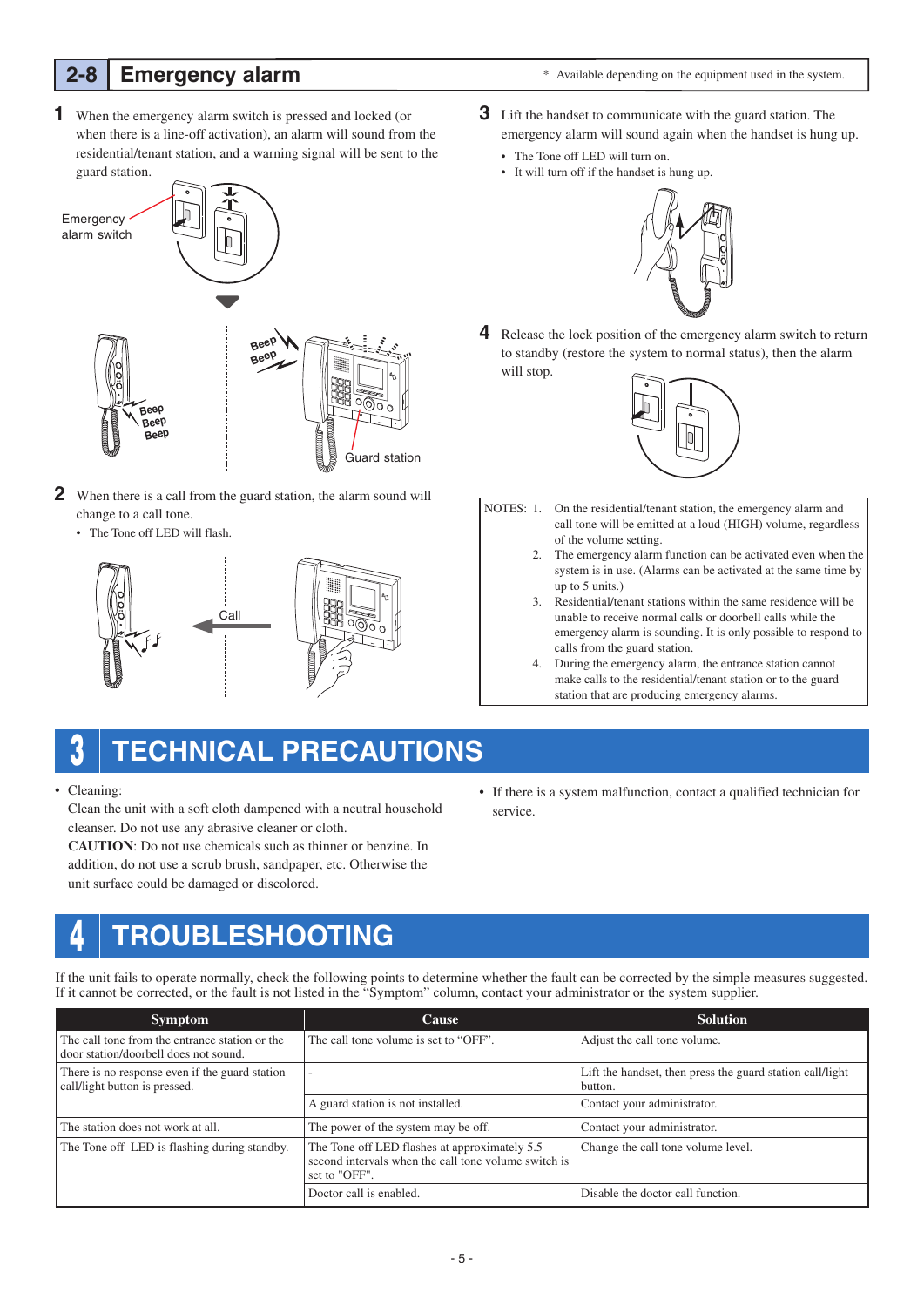## 2-8 Emergency alarm

* Available depending on the equipment used in the system.

**1** When the emergency alarm switch is pressed and locked (or when there is a line-off activation), an alarm will sound from the residential/tenant station, and a warning signal will be sent to the guard station.

Emergency alarm switch

Beep Beep Beep

Guard station

**2** When there is a call from the guard station, the alarm sound will change to a call tone.

- The Tone off LED will flash.

Call

**3** Lift the handset to communicate with the guard station. The emergency alarm will sound again when the handset is hung up.

- The Tone off LED will turn on.
- It will turn off if the handset is hung up.

**4** Release the lock position of the emergency alarm switch to return to standby (restore the system to normal status), then the alarm will stop.

NOTES:
1. On the residential/tenant station, the emergency alarm and call tone will be emitted at a loud (HIGH) volume, regardless of the volume setting.
2. The emergency alarm function can be activated even when the system is in use. (Alarms can be activated at the same time by up to 5 units.)
3. Residential/tenant stations within the same residence will be unable to receive normal calls or doorbell calls while the emergency alarm is sounding. It is only possible to respond to calls from the guard station.
4. During the emergency alarm, the entrance station cannot make calls to the residential/tenant station or to the guard station that are producing emergency alarms.

# 3 TECHNICAL PRECAUTIONS

- Cleaning:
  Clean the unit with a soft cloth dampened with a neutral household cleanser. Do not use any abrasive cleaner or cloth.
  **CAUTION**: Do not use chemicals such as thinner or benzine. In addition, do not use a scrub brush, sandpaper, etc. Otherwise the unit surface could be damaged or discolored.
- If there is a system malfunction, contact a qualified technician for service.

# 4 TROUBLESHOOTING

If the unit fails to operate normally, check the following points to determine whether the fault can be corrected by the simple measures suggested. If it cannot be corrected, or the fault is not listed in the "Symptom" column, contact your administrator or the system supplier.

| Symptom | Cause | Solution |
|---|---|---|
| The call tone from the entrance station or the door station/doorbell does not sound. | The call tone volume is set to "OFF". | Adjust the call tone volume. |
| There is no response even if the guard station call/light button is pressed. | - | Lift the handset, then press the guard station call/light button. |
| | A guard station is not installed. | Contact your administrator. |
| The station does not work at all. | The power of the system may be off. | Contact your administrator. |
| The Tone off LED is flashing during standby. | The Tone off LED flashes at approximately 5.5 second intervals when the call tone volume switch is set to "OFF". | Change the call tone volume level. |
| | Doctor call is enabled. | Disable the doctor call function. |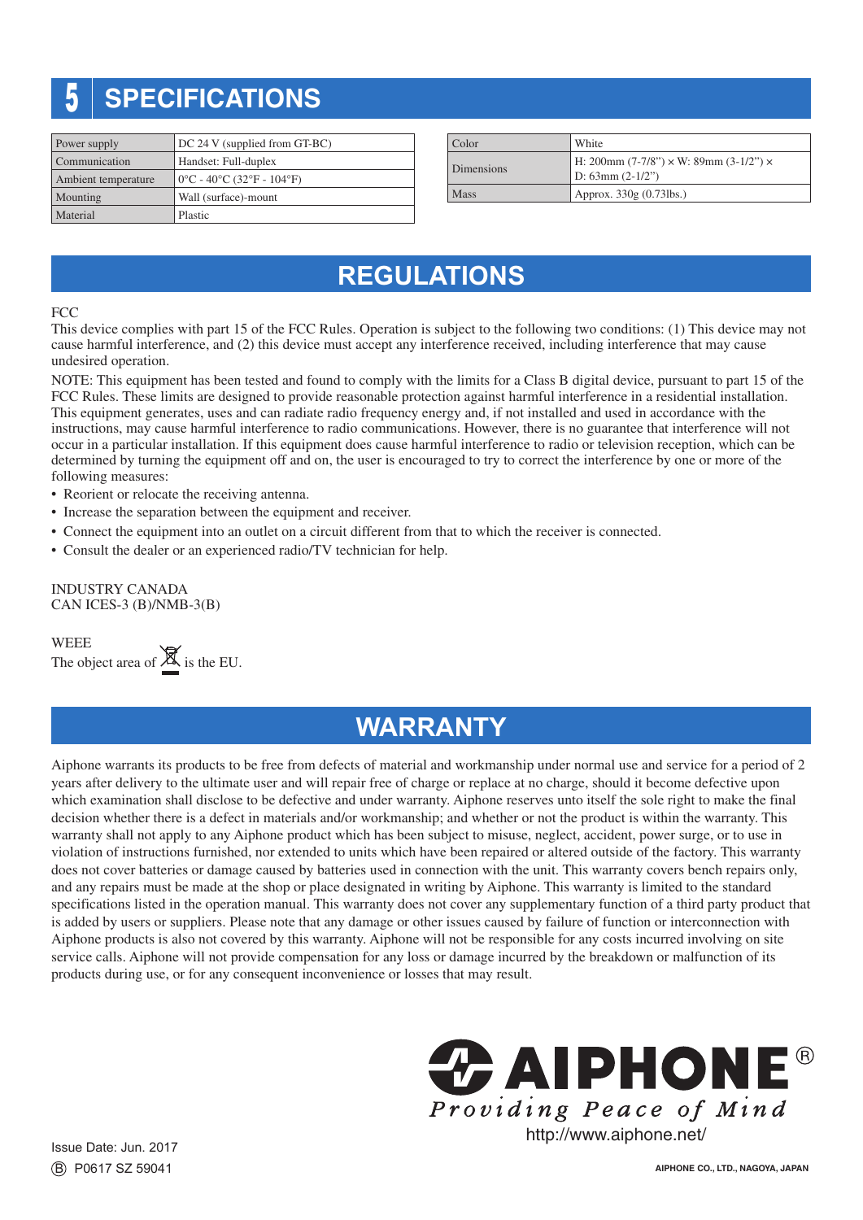# 5 SPECIFICATIONS

| | |
|---|---|
| Power supply | DC 24 V (supplied from GT-BC) |
| Communication | Handset: Full-duplex |
| Ambient temperature | 0°C - 40°C (32°F - 104°F) |
| Mounting | Wall (surface)-mount |
| Material | Plastic |

| | |
|---|---|
| Color | White |
| Dimensions | H: 200mm (7-7/8") × W: 89mm (3-1/2") × D: 63mm (2-1/2") |
| Mass | Approx. 330g (0.73lbs.) |

# REGULATIONS

FCC

This device complies with part 15 of the FCC Rules. Operation is subject to the following two conditions: (1) This device may not cause harmful interference, and (2) this device must accept any interference received, including interference that may cause undesired operation.

NOTE: This equipment has been tested and found to comply with the limits for a Class B digital device, pursuant to part 15 of the FCC Rules. These limits are designed to provide reasonable protection against harmful interference in a residential installation. This equipment generates, uses and can radiate radio frequency energy and, if not installed and used in accordance with the instructions, may cause harmful interference to radio communications. However, there is no guarantee that interference will not occur in a particular installation. If this equipment does cause harmful interference to radio or television reception, which can be determined by turning the equipment off and on, the user is encouraged to try to correct the interference by one or more of the following measures:

- Reorient or relocate the receiving antenna.
- Increase the separation between the equipment and receiver.
- Connect the equipment into an outlet on a circuit different from that to which the receiver is connected.
- Consult the dealer or an experienced radio/TV technician for help.

INDUSTRY CANADA
CAN ICES-3 (B)/NMB-3(B)

WEEE
The object area of ☒ is the EU.

# WARRANTY

Aiphone warrants its products to be free from defects of material and workmanship under normal use and service for a period of 2 years after delivery to the ultimate user and will repair free of charge or replace at no charge, should it become defective upon which examination shall disclose to be defective and under warranty. Aiphone reserves unto itself the sole right to make the final decision whether there is a defect in materials and/or workmanship; and whether or not the product is within the warranty. This warranty shall not apply to any Aiphone product which has been subject to misuse, neglect, accident, power surge, or to use in violation of instructions furnished, nor extended to units which have been repaired or altered outside of the factory. This warranty does not cover batteries or damage caused by batteries used in connection with the unit. This warranty covers bench repairs only, and any repairs must be made at the shop or place designated in writing by Aiphone. This warranty is limited to the standard specifications listed in the operation manual. This warranty does not cover any supplementary function of a third party product that is added by users or suppliers. Please note that any damage or other issues caused by failure of function or interconnection with Aiphone products is also not covered by this warranty. Aiphone will not be responsible for any costs incurred involving on site service calls. Aiphone will not provide compensation for any loss or damage incurred by the breakdown or malfunction of its products during use, or for any consequent inconvenience or losses that may result.

AIPHONE®
Providing Peace of Mind
http://www.aiphone.net/

Issue Date: Jun. 2017
Ⓑ P0617 SZ 59041

AIPHONE CO., LTD., NAGOYA, JAPAN